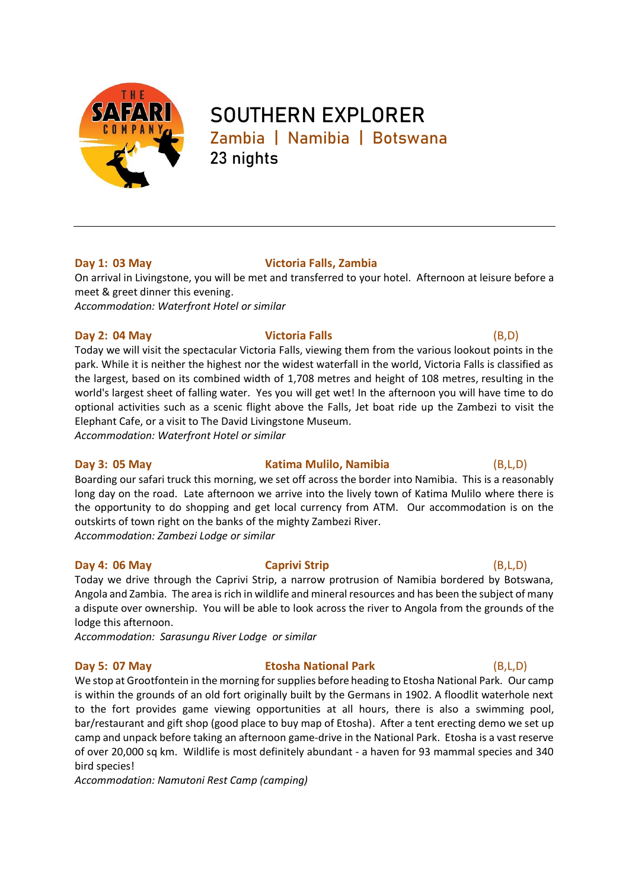# SOUTHERN EXPLORER

## Zambia | Namibia | Botswana

## 23 nights

---

**Day 1: 03 May** **Victoria Falls, Zambia**

On arrival in Livingstone, you will be met and transferred to your hotel. Afternoon at leisure before a meet & greet dinner this evening.

*Accommodation: Waterfront Hotel or similar*

**Day 2: 04 May** **Victoria Falls** (B,D)

Today we will visit the spectacular Victoria Falls, viewing them from the various lookout points in the park. While it is neither the highest nor the widest waterfall in the world, Victoria Falls is classified as the largest, based on its combined width of 1,708 metres and height of 108 metres, resulting in the world's largest sheet of falling water. Yes you will get wet! In the afternoon you will have time to do optional activities such as a scenic flight above the Falls, Jet boat ride up the Zambezi to visit the Elephant Cafe, or a visit to The David Livingstone Museum.

*Accommodation: Waterfront Hotel or similar*

**Day 3: 05 May** **Katima Mulilo, Namibia** (B,L,D)

Boarding our safari truck this morning, we set off across the border into Namibia. This is a reasonably long day on the road. Late afternoon we arrive into the lively town of Katima Mulilo where there is the opportunity to do shopping and get local currency from ATM. Our accommodation is on the outskirts of town right on the banks of the mighty Zambezi River.

*Accommodation: Zambezi Lodge or similar*

**Day 4: 06 May** **Caprivi Strip** (B,L,D)

Today we drive through the Caprivi Strip, a narrow protrusion of Namibia bordered by Botswana, Angola and Zambia. The area is rich in wildlife and mineral resources and has been the subject of many a dispute over ownership. You will be able to look across the river to Angola from the grounds of the lodge this afternoon.

*Accommodation: Sarasungu River Lodge or similar*

**Day 5: 07 May** **Etosha National Park** (B,L,D)

We stop at Grootfontein in the morning for supplies before heading to Etosha National Park. Our camp is within the grounds of an old fort originally built by the Germans in 1902. A floodlit waterhole next to the fort provides game viewing opportunities at all hours, there is also a swimming pool, bar/restaurant and gift shop (good place to buy map of Etosha). After a tent erecting demo we set up camp and unpack before taking an afternoon game-drive in the National Park. Etosha is a vast reserve of over 20,000 sq km. Wildlife is most definitely abundant - a haven for 93 mammal species and 340 bird species!

*Accommodation: Namutoni Rest Camp (camping)*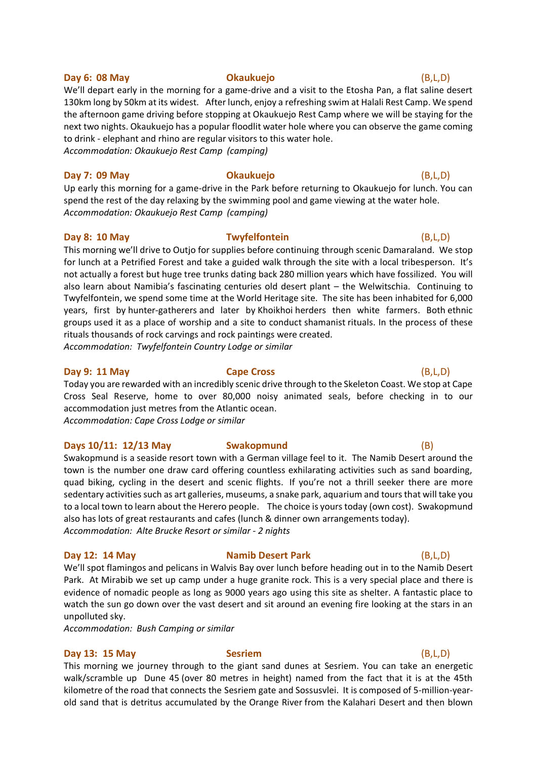**Day 6: 08 May** **Okaukuejo** (B,L,D)

We'll depart early in the morning for a game-drive and a visit to the Etosha Pan, a flat saline desert 130km long by 50km at its widest. After lunch, enjoy a refreshing swim at Halali Rest Camp. We spend the afternoon game driving before stopping at Okaukuejo Rest Camp where we will be staying for the next two nights. Okaukuejo has a popular floodlit water hole where you can observe the game coming to drink - elephant and rhino are regular visitors to this water hole.

*Accommodation: Okaukuejo Rest Camp (camping)*

**Day 7: 09 May** **Okaukuejo** (B,L,D)

Up early this morning for a game-drive in the Park before returning to Okaukuejo for lunch. You can spend the rest of the day relaxing by the swimming pool and game viewing at the water hole.

*Accommodation: Okaukuejo Rest Camp (camping)*

**Day 8: 10 May** **Twyfelfontein** (B,L,D)

This morning we'll drive to Outjo for supplies before continuing through scenic Damaraland. We stop for lunch at a Petrified Forest and take a guided walk through the site with a local tribesperson. It's not actually a forest but huge tree trunks dating back 280 million years which have fossilized. You will also learn about Namibia's fascinating centuries old desert plant – the Welwitschia. Continuing to Twyfelfontein, we spend some time at the World Heritage site. The site has been inhabited for 6,000 years, first by hunter-gatherers and later by Khoikhoi herders then white farmers. Both ethnic groups used it as a place of worship and a site to conduct shamanist rituals. In the process of these rituals thousands of rock carvings and rock paintings were created.

*Accommodation: Twyfelfontein Country Lodge or similar*

**Day 9: 11 May** **Cape Cross** (B,L,D)

Today you are rewarded with an incredibly scenic drive through to the Skeleton Coast. We stop at Cape Cross Seal Reserve, home to over 80,000 noisy animated seals, before checking in to our accommodation just metres from the Atlantic ocean.

*Accommodation: Cape Cross Lodge or similar*

**Days 10/11: 12/13 May** **Swakopmund** (B)

Swakopmund is a seaside resort town with a German village feel to it. The Namib Desert around the town is the number one draw card offering countless exhilarating activities such as sand boarding, quad biking, cycling in the desert and scenic flights. If you're not a thrill seeker there are more sedentary activities such as art galleries, museums, a snake park, aquarium and tours that will take you to a local town to learn about the Herero people. The choice is yours today (own cost). Swakopmund also has lots of great restaurants and cafes (lunch & dinner own arrangements today).

*Accommodation: Alte Brucke Resort or similar - 2 nights*

**Day 12: 14 May** **Namib Desert Park** (B,L,D)

We'll spot flamingos and pelicans in Walvis Bay over lunch before heading out in to the Namib Desert Park. At Mirabib we set up camp under a huge granite rock. This is a very special place and there is evidence of nomadic people as long as 9000 years ago using this site as shelter. A fantastic place to watch the sun go down over the vast desert and sit around an evening fire looking at the stars in an unpolluted sky.

*Accommodation: Bush Camping or similar*

**Day 13: 15 May** **Sesriem** (B,L,D)

This morning we journey through to the giant sand dunes at Sesriem. You can take an energetic walk/scramble up Dune 45 (over 80 metres in height) named from the fact that it is at the 45th kilometre of the road that connects the Sesriem gate and Sossusvlei. It is composed of 5-million-year-old sand that is detritus accumulated by the Orange River from the Kalahari Desert and then blown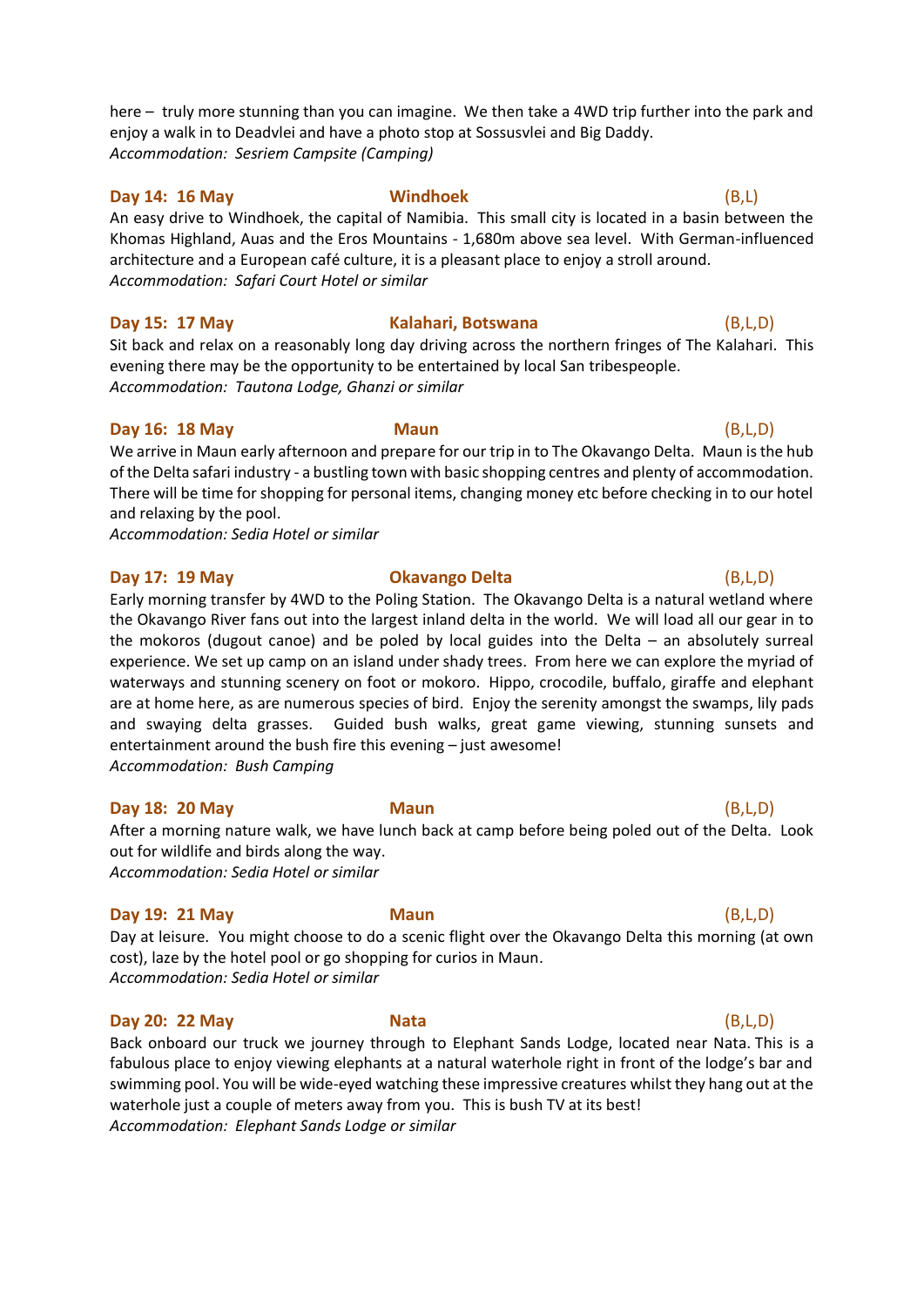here – truly more stunning than you can imagine. We then take a 4WD trip further into the park and enjoy a walk in to Deadvlei and have a photo stop at Sossusvlei and Big Daddy.
*Accommodation: Sesriem Campsite (Camping)*

**Day 14: 16 May** **Windhoek** (B,L)
An easy drive to Windhoek, the capital of Namibia. This small city is located in a basin between the Khomas Highland, Auas and the Eros Mountains - 1,680m above sea level. With German-influenced architecture and a European café culture, it is a pleasant place to enjoy a stroll around.
*Accommodation: Safari Court Hotel or similar*

**Day 15: 17 May** **Kalahari, Botswana** (B,L,D)
Sit back and relax on a reasonably long day driving across the northern fringes of The Kalahari. This evening there may be the opportunity to be entertained by local San tribespeople.
*Accommodation: Tautona Lodge, Ghanzi or similar*

**Day 16: 18 May** **Maun** (B,L,D)
We arrive in Maun early afternoon and prepare for our trip in to The Okavango Delta. Maun is the hub of the Delta safari industry - a bustling town with basic shopping centres and plenty of accommodation. There will be time for shopping for personal items, changing money etc before checking in to our hotel and relaxing by the pool.
*Accommodation: Sedia Hotel or similar*

**Day 17: 19 May** **Okavango Delta** (B,L,D)
Early morning transfer by 4WD to the Poling Station. The Okavango Delta is a natural wetland where the Okavango River fans out into the largest inland delta in the world. We will load all our gear in to the mokoros (dugout canoe) and be poled by local guides into the Delta – an absolutely surreal experience. We set up camp on an island under shady trees. From here we can explore the myriad of waterways and stunning scenery on foot or mokoro. Hippo, crocodile, buffalo, giraffe and elephant are at home here, as are numerous species of bird. Enjoy the serenity amongst the swamps, lily pads and swaying delta grasses. Guided bush walks, great game viewing, stunning sunsets and entertainment around the bush fire this evening – just awesome!
*Accommodation: Bush Camping*

**Day 18: 20 May** **Maun** (B,L,D)
After a morning nature walk, we have lunch back at camp before being poled out of the Delta. Look out for wildlife and birds along the way.
*Accommodation: Sedia Hotel or similar*

**Day 19: 21 May** **Maun** (B,L,D)
Day at leisure. You might choose to do a scenic flight over the Okavango Delta this morning (at own cost), laze by the hotel pool or go shopping for curios in Maun.
*Accommodation: Sedia Hotel or similar*

**Day 20: 22 May** **Nata** (B,L,D)
Back onboard our truck we journey through to Elephant Sands Lodge, located near Nata. This is a fabulous place to enjoy viewing elephants at a natural waterhole right in front of the lodge's bar and swimming pool. You will be wide-eyed watching these impressive creatures whilst they hang out at the waterhole just a couple of meters away from you. This is bush TV at its best!
*Accommodation: Elephant Sands Lodge or similar*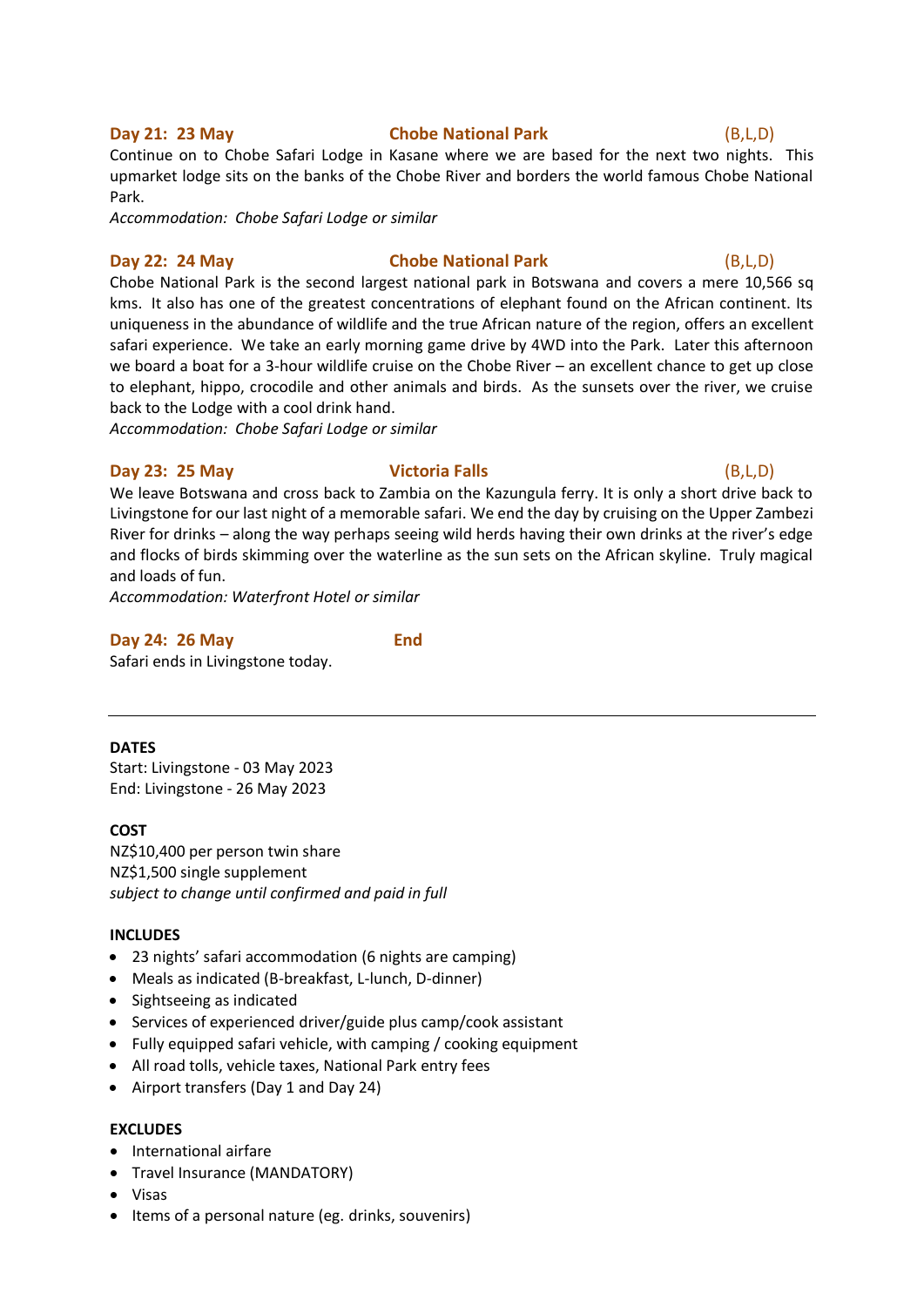**Day 21: 23 May** **Chobe National Park** (B,L,D)

Continue on to Chobe Safari Lodge in Kasane where we are based for the next two nights. This upmarket lodge sits on the banks of the Chobe River and borders the world famous Chobe National Park.

*Accommodation: Chobe Safari Lodge or similar*

**Day 22: 24 May** **Chobe National Park** (B,L,D)

Chobe National Park is the second largest national park in Botswana and covers a mere 10,566 sq kms. It also has one of the greatest concentrations of elephant found on the African continent. Its uniqueness in the abundance of wildlife and the true African nature of the region, offers an excellent safari experience. We take an early morning game drive by 4WD into the Park. Later this afternoon we board a boat for a 3-hour wildlife cruise on the Chobe River – an excellent chance to get up close to elephant, hippo, crocodile and other animals and birds. As the sunsets over the river, we cruise back to the Lodge with a cool drink hand.

*Accommodation: Chobe Safari Lodge or similar*

**Day 23: 25 May** **Victoria Falls** (B,L,D)

We leave Botswana and cross back to Zambia on the Kazungula ferry. It is only a short drive back to Livingstone for our last night of a memorable safari. We end the day by cruising on the Upper Zambezi River for drinks – along the way perhaps seeing wild herds having their own drinks at the river's edge and flocks of birds skimming over the waterline as the sun sets on the African skyline. Truly magical and loads of fun.

*Accommodation: Waterfront Hotel or similar*

**Day 24: 26 May** **End**

Safari ends in Livingstone today.

---

**DATES**

Start: Livingstone - 03 May 2023
End: Livingstone - 26 May 2023

**COST**

NZ$10,400 per person twin share
NZ$1,500 single supplement
*subject to change until confirmed and paid in full*

**INCLUDES**

- 23 nights' safari accommodation (6 nights are camping)
- Meals as indicated (B-breakfast, L-lunch, D-dinner)
- Sightseeing as indicated
- Services of experienced driver/guide plus camp/cook assistant
- Fully equipped safari vehicle, with camping / cooking equipment
- All road tolls, vehicle taxes, National Park entry fees
- Airport transfers (Day 1 and Day 24)

**EXCLUDES**

- International airfare
- Travel Insurance (MANDATORY)
- Visas
- Items of a personal nature (eg. drinks, souvenirs)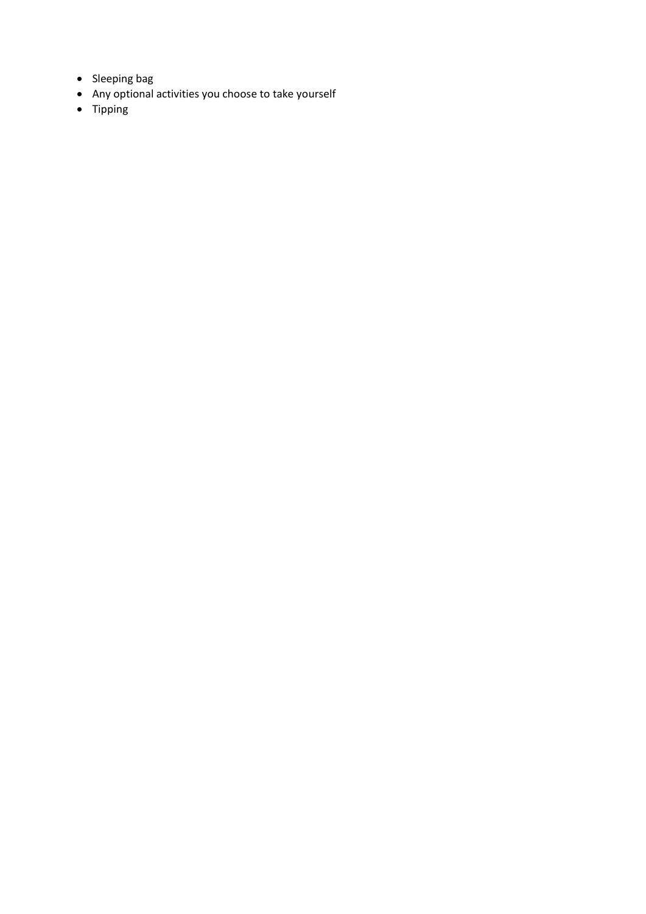- Sleeping bag
- Any optional activities you choose to take yourself
- Tipping